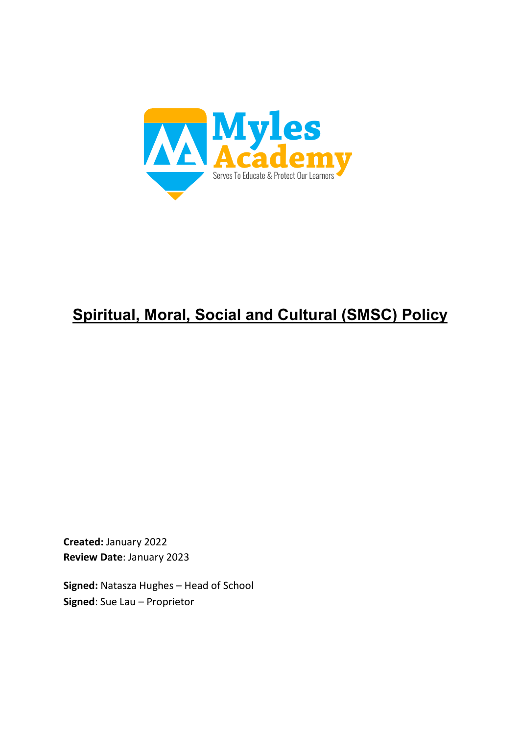Myles Academy

Serves To Educate & Protect Our Learners

# Spiritual, Moral, Social and Cultural (SMSC) Policy

**Created:** January 2022
**Review Date**: January 2023

**Signed:** Natasza Hughes – Head of School
**Signed**: Sue Lau – Proprietor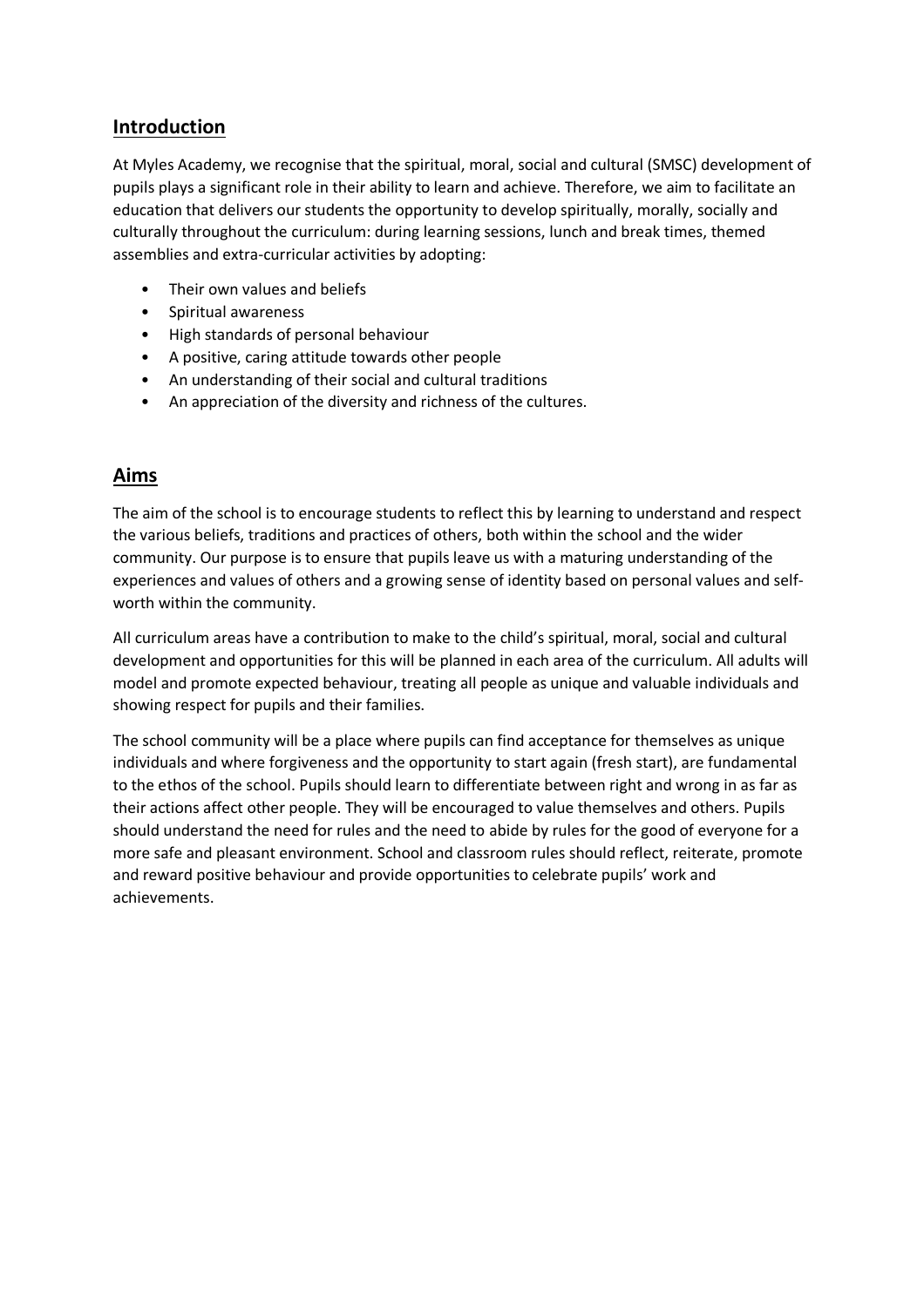## Introduction

At Myles Academy, we recognise that the spiritual, moral, social and cultural (SMSC) development of pupils plays a significant role in their ability to learn and achieve. Therefore, we aim to facilitate an education that delivers our students the opportunity to develop spiritually, morally, socially and culturally throughout the curriculum: during learning sessions, lunch and break times, themed assemblies and extra-curricular activities by adopting:

- Their own values and beliefs
- Spiritual awareness
- High standards of personal behaviour
- A positive, caring attitude towards other people
- An understanding of their social and cultural traditions
- An appreciation of the diversity and richness of the cultures.

## Aims

The aim of the school is to encourage students to reflect this by learning to understand and respect the various beliefs, traditions and practices of others, both within the school and the wider community. Our purpose is to ensure that pupils leave us with a maturing understanding of the experiences and values of others and a growing sense of identity based on personal values and self-worth within the community.

All curriculum areas have a contribution to make to the child's spiritual, moral, social and cultural development and opportunities for this will be planned in each area of the curriculum. All adults will model and promote expected behaviour, treating all people as unique and valuable individuals and showing respect for pupils and their families.

The school community will be a place where pupils can find acceptance for themselves as unique individuals and where forgiveness and the opportunity to start again (fresh start), are fundamental to the ethos of the school. Pupils should learn to differentiate between right and wrong in as far as their actions affect other people. They will be encouraged to value themselves and others. Pupils should understand the need for rules and the need to abide by rules for the good of everyone for a more safe and pleasant environment. School and classroom rules should reflect, reiterate, promote and reward positive behaviour and provide opportunities to celebrate pupils' work and achievements.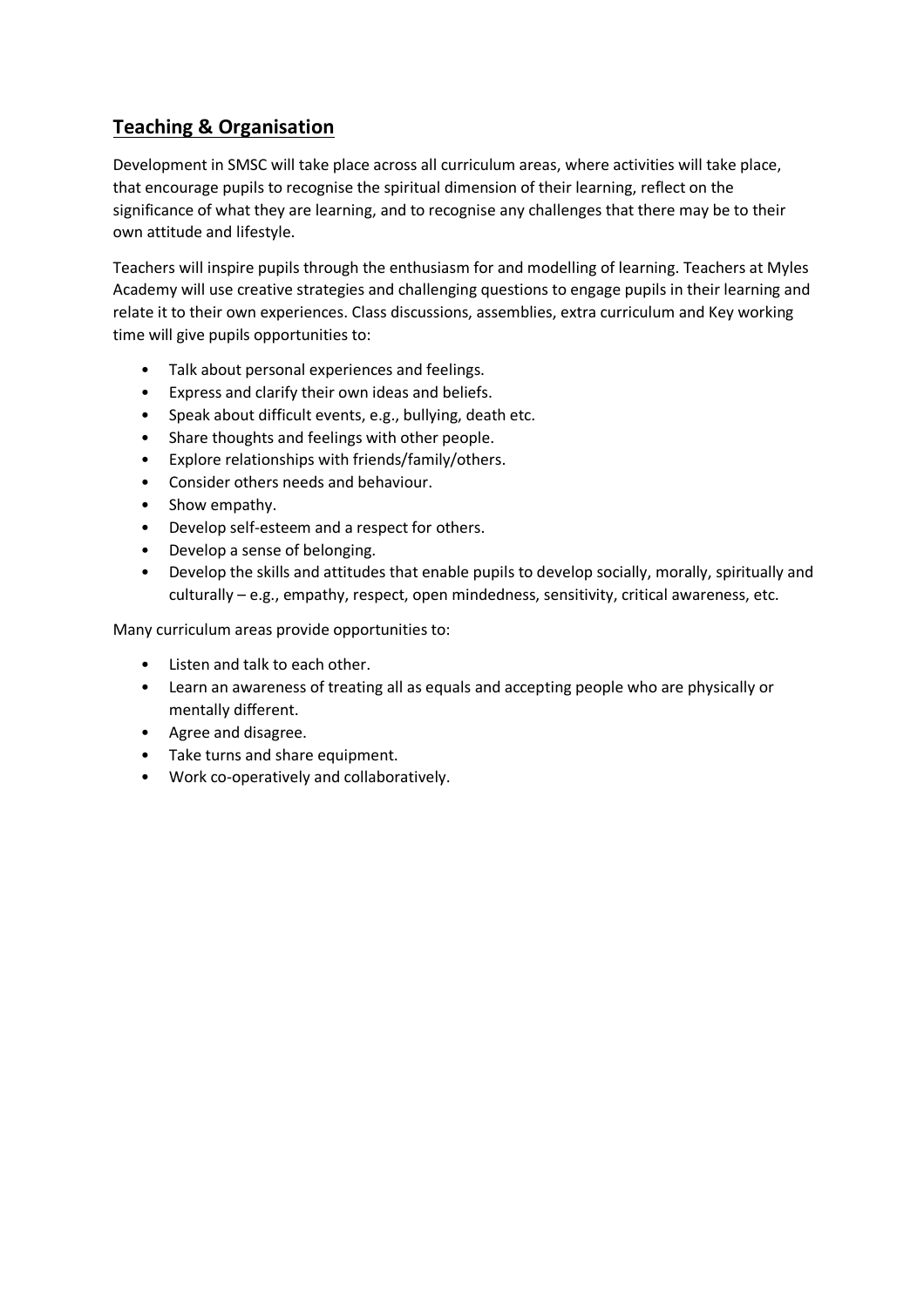## Teaching & Organisation

Development in SMSC will take place across all curriculum areas, where activities will take place, that encourage pupils to recognise the spiritual dimension of their learning, reflect on the significance of what they are learning, and to recognise any challenges that there may be to their own attitude and lifestyle.

Teachers will inspire pupils through the enthusiasm for and modelling of learning. Teachers at Myles Academy will use creative strategies and challenging questions to engage pupils in their learning and relate it to their own experiences. Class discussions, assemblies, extra curriculum and Key working time will give pupils opportunities to:

- Talk about personal experiences and feelings.
- Express and clarify their own ideas and beliefs.
- Speak about difficult events, e.g., bullying, death etc.
- Share thoughts and feelings with other people.
- Explore relationships with friends/family/others.
- Consider others needs and behaviour.
- Show empathy.
- Develop self-esteem and a respect for others.
- Develop a sense of belonging.
- Develop the skills and attitudes that enable pupils to develop socially, morally, spiritually and culturally – e.g., empathy, respect, open mindedness, sensitivity, critical awareness, etc.

Many curriculum areas provide opportunities to:

- Listen and talk to each other.
- Learn an awareness of treating all as equals and accepting people who are physically or mentally different.
- Agree and disagree.
- Take turns and share equipment.
- Work co-operatively and collaboratively.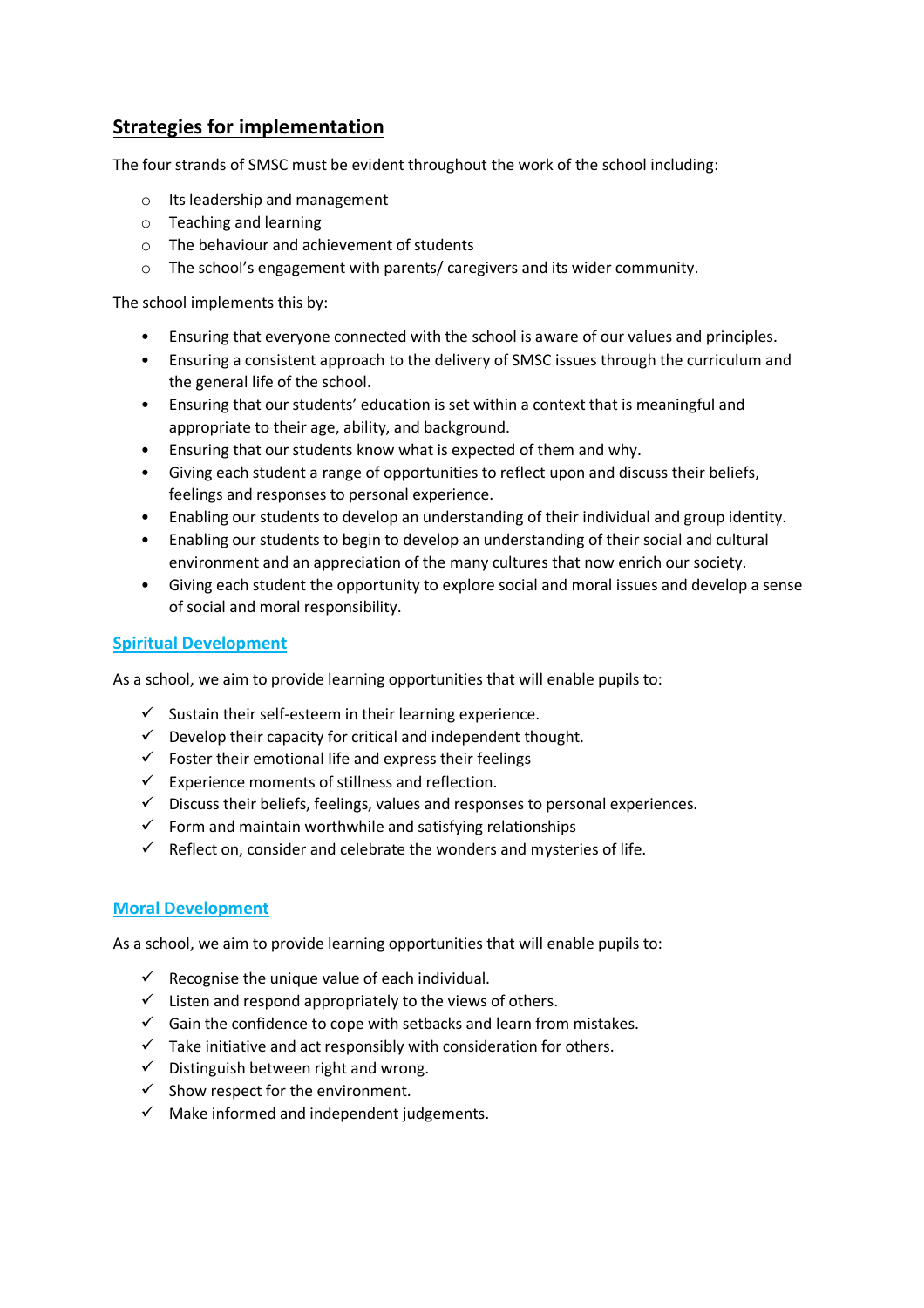## Strategies for implementation

The four strands of SMSC must be evident throughout the work of the school including:

- Its leadership and management
- Teaching and learning
- The behaviour and achievement of students
- The school's engagement with parents/ caregivers and its wider community.

The school implements this by:

- Ensuring that everyone connected with the school is aware of our values and principles.
- Ensuring a consistent approach to the delivery of SMSC issues through the curriculum and the general life of the school.
- Ensuring that our students' education is set within a context that is meaningful and appropriate to their age, ability, and background.
- Ensuring that our students know what is expected of them and why.
- Giving each student a range of opportunities to reflect upon and discuss their beliefs, feelings and responses to personal experience.
- Enabling our students to develop an understanding of their individual and group identity.
- Enabling our students to begin to develop an understanding of their social and cultural environment and an appreciation of the many cultures that now enrich our society.
- Giving each student the opportunity to explore social and moral issues and develop a sense of social and moral responsibility.

### Spiritual Development

As a school, we aim to provide learning opportunities that will enable pupils to:

- ✓ Sustain their self-esteem in their learning experience.
- ✓ Develop their capacity for critical and independent thought.
- ✓ Foster their emotional life and express their feelings
- ✓ Experience moments of stillness and reflection.
- ✓ Discuss their beliefs, feelings, values and responses to personal experiences.
- ✓ Form and maintain worthwhile and satisfying relationships
- ✓ Reflect on, consider and celebrate the wonders and mysteries of life.

### Moral Development

As a school, we aim to provide learning opportunities that will enable pupils to:

- ✓ Recognise the unique value of each individual.
- ✓ Listen and respond appropriately to the views of others.
- ✓ Gain the confidence to cope with setbacks and learn from mistakes.
- ✓ Take initiative and act responsibly with consideration for others.
- ✓ Distinguish between right and wrong.
- ✓ Show respect for the environment.
- ✓ Make informed and independent judgements.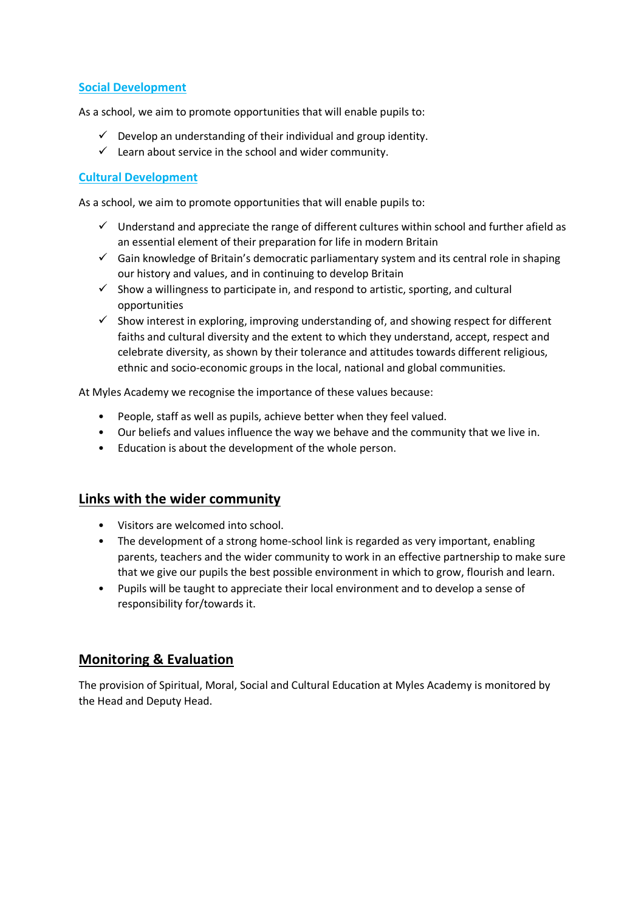### Social Development

As a school, we aim to promote opportunities that will enable pupils to:

- ✓ Develop an understanding of their individual and group identity.
- ✓ Learn about service in the school and wider community.

### Cultural Development

As a school, we aim to promote opportunities that will enable pupils to:

- ✓ Understand and appreciate the range of different cultures within school and further afield as an essential element of their preparation for life in modern Britain
- ✓ Gain knowledge of Britain's democratic parliamentary system and its central role in shaping our history and values, and in continuing to develop Britain
- ✓ Show a willingness to participate in, and respond to artistic, sporting, and cultural opportunities
- ✓ Show interest in exploring, improving understanding of, and showing respect for different faiths and cultural diversity and the extent to which they understand, accept, respect and celebrate diversity, as shown by their tolerance and attitudes towards different religious, ethnic and socio-economic groups in the local, national and global communities.

At Myles Academy we recognise the importance of these values because:

- People, staff as well as pupils, achieve better when they feel valued.
- Our beliefs and values influence the way we behave and the community that we live in.
- Education is about the development of the whole person.

## Links with the wider community

- Visitors are welcomed into school.
- The development of a strong home-school link is regarded as very important, enabling parents, teachers and the wider community to work in an effective partnership to make sure that we give our pupils the best possible environment in which to grow, flourish and learn.
- Pupils will be taught to appreciate their local environment and to develop a sense of responsibility for/towards it.

## Monitoring & Evaluation

The provision of Spiritual, Moral, Social and Cultural Education at Myles Academy is monitored by the Head and Deputy Head.